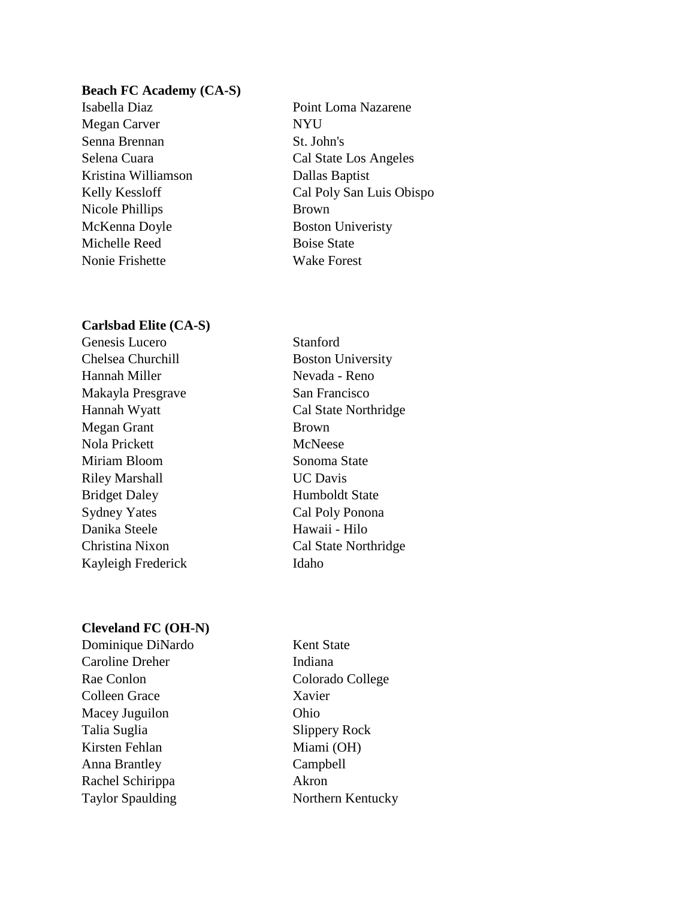**Beach FC Academy (CA-S)**

| | |
|---|---|
| Isabella Diaz | Point Loma Nazarene |
| Megan Carver | NYU |
| Senna Brennan | St. John's |
| Selena Cuara | Cal State Los Angeles |
| Kristina Williamson | Dallas Baptist |
| Kelly Kessloff | Cal Poly San Luis Obispo |
| Nicole Phillips | Brown |
| McKenna Doyle | Boston Univeristy |
| Michelle Reed | Boise State |
| Nonie Frishette | Wake Forest |

**Carlsbad Elite (CA-S)**

| | |
|---|---|
| Genesis Lucero | Stanford |
| Chelsea Churchill | Boston University |
| Hannah Miller | Nevada - Reno |
| Makayla Presgrave | San Francisco |
| Hannah Wyatt | Cal State Northridge |
| Megan Grant | Brown |
| Nola Prickett | McNeese |
| Miriam Bloom | Sonoma State |
| Riley Marshall | UC Davis |
| Bridget Daley | Humboldt State |
| Sydney Yates | Cal Poly Ponona |
| Danika Steele | Hawaii - Hilo |
| Christina Nixon | Cal State Northridge |
| Kayleigh Frederick | Idaho |

**Cleveland FC (OH-N)**

| | |
|---|---|
| Dominique DiNardo | Kent State |
| Caroline Dreher | Indiana |
| Rae Conlon | Colorado College |
| Colleen Grace | Xavier |
| Macey Juguilon | Ohio |
| Talia Suglia | Slippery Rock |
| Kirsten Fehlan | Miami (OH) |
| Anna Brantley | Campbell |
| Rachel Schirippa | Akron |
| Taylor Spaulding | Northern Kentucky |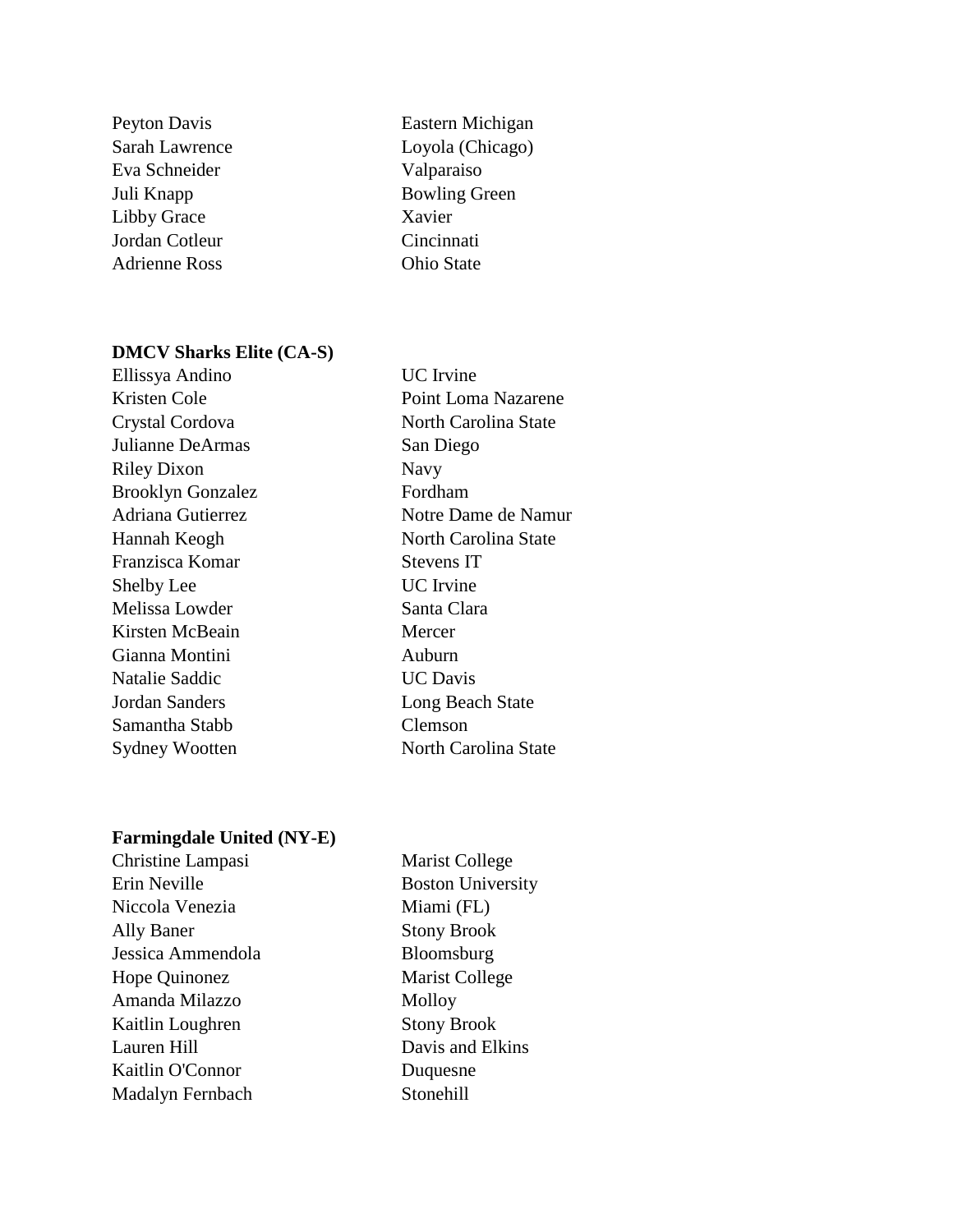| | |
|---|---|
| Peyton Davis | Eastern Michigan |
| Sarah Lawrence | Loyola (Chicago) |
| Eva Schneider | Valparaiso |
| Juli Knapp | Bowling Green |
| Libby Grace | Xavier |
| Jordan Cotleur | Cincinnati |
| Adrienne Ross | Ohio State |

**DMCV Sharks Elite (CA-S)**

| | |
|---|---|
| Ellissya Andino | UC Irvine |
| Kristen Cole | Point Loma Nazarene |
| Crystal Cordova | North Carolina State |
| Julianne DeArmas | San Diego |
| Riley Dixon | Navy |
| Brooklyn Gonzalez | Fordham |
| Adriana Gutierrez | Notre Dame de Namur |
| Hannah Keogh | North Carolina State |
| Franzisca Komar | Stevens IT |
| Shelby Lee | UC Irvine |
| Melissa Lowder | Santa Clara |
| Kirsten McBeain | Mercer |
| Gianna Montini | Auburn |
| Natalie Saddic | UC Davis |
| Jordan Sanders | Long Beach State |
| Samantha Stabb | Clemson |
| Sydney Wootten | North Carolina State |

**Farmingdale United (NY-E)**

| | |
|---|---|
| Christine Lampasi | Marist College |
| Erin Neville | Boston University |
| Niccola Venezia | Miami (FL) |
| Ally Baner | Stony Brook |
| Jessica Ammendola | Bloomsburg |
| Hope Quinonez | Marist College |
| Amanda Milazzo | Molloy |
| Kaitlin Loughren | Stony Brook |
| Lauren Hill | Davis and Elkins |
| Kaitlin O'Connor | Duquesne |
| Madalyn Fernbach | Stonehill |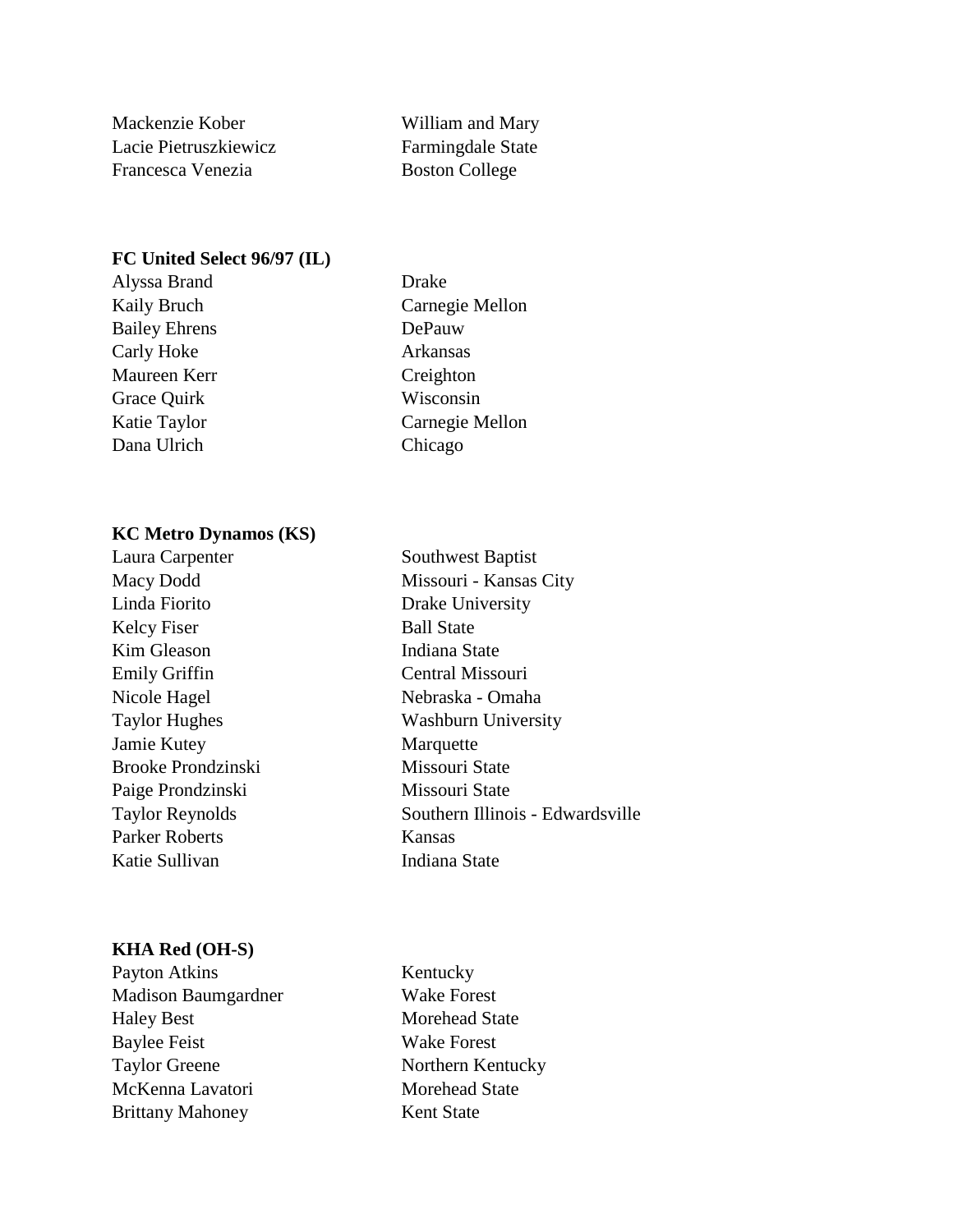| | |
|---|---|
| Mackenzie Kober | William and Mary |
| Lacie Pietruszkiewicz | Farmingdale State |
| Francesca Venezia | Boston College |

**FC United Select 96/97 (IL)**

| | |
|---|---|
| Alyssa Brand | Drake |
| Kaily Bruch | Carnegie Mellon |
| Bailey Ehrens | DePauw |
| Carly Hoke | Arkansas |
| Maureen Kerr | Creighton |
| Grace Quirk | Wisconsin |
| Katie Taylor | Carnegie Mellon |
| Dana Ulrich | Chicago |

**KC Metro Dynamos (KS)**

| | |
|---|---|
| Laura Carpenter | Southwest Baptist |
| Macy Dodd | Missouri - Kansas City |
| Linda Fiorito | Drake University |
| Kelcy Fiser | Ball State |
| Kim Gleason | Indiana State |
| Emily Griffin | Central Missouri |
| Nicole Hagel | Nebraska - Omaha |
| Taylor Hughes | Washburn University |
| Jamie Kutey | Marquette |
| Brooke Prondzinski | Missouri State |
| Paige Prondzinski | Missouri State |
| Taylor Reynolds | Southern Illinois - Edwardsville |
| Parker Roberts | Kansas |
| Katie Sullivan | Indiana State |

**KHA Red (OH-S)**

| | |
|---|---|
| Payton Atkins | Kentucky |
| Madison Baumgardner | Wake Forest |
| Haley Best | Morehead State |
| Baylee Feist | Wake Forest |
| Taylor Greene | Northern Kentucky |
| McKenna Lavatori | Morehead State |
| Brittany Mahoney | Kent State |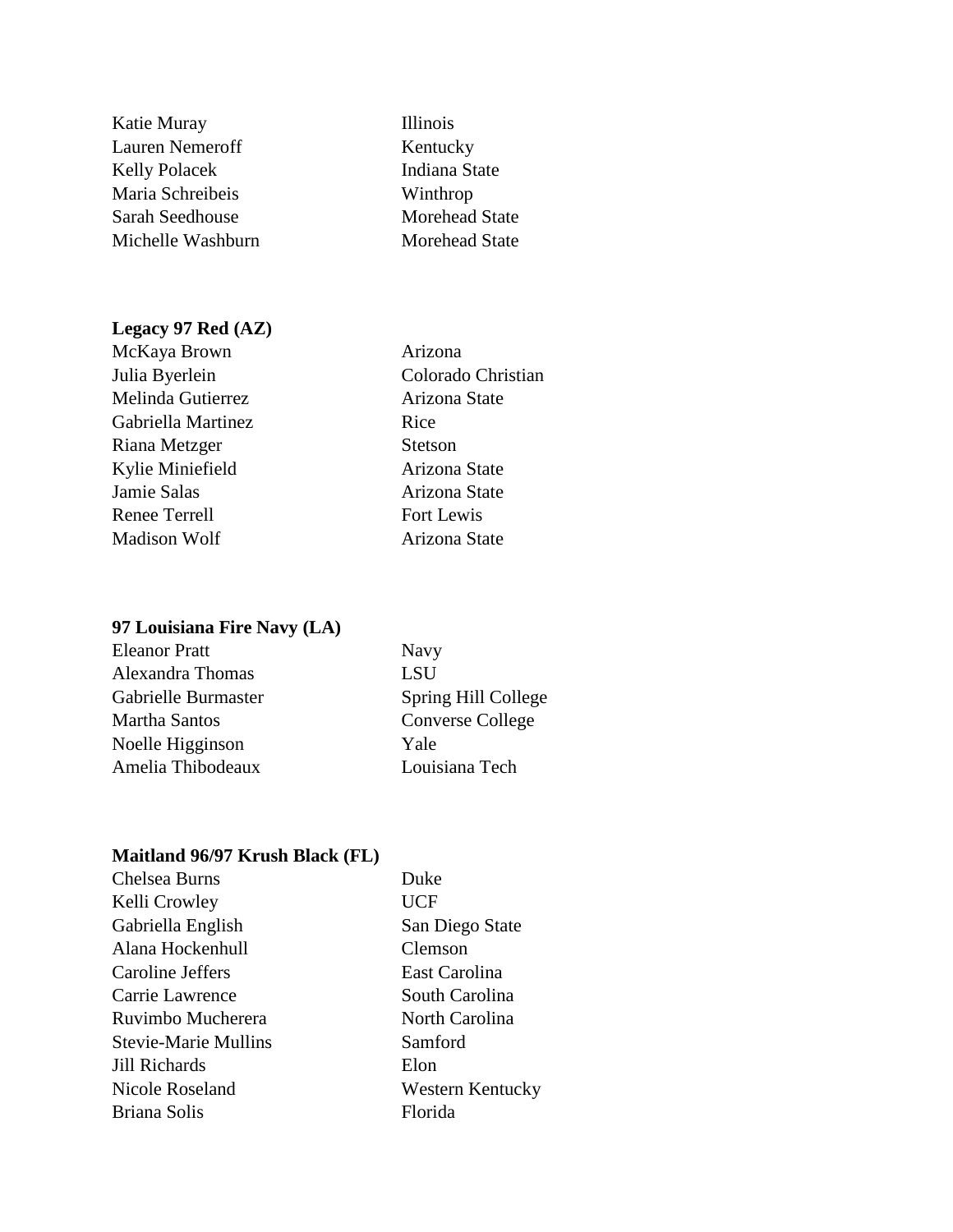| | |
|---|---|
| Katie Muray | Illinois |
| Lauren Nemeroff | Kentucky |
| Kelly Polacek | Indiana State |
| Maria Schreibeis | Winthrop |
| Sarah Seedhouse | Morehead State |
| Michelle Washburn | Morehead State |

**Legacy 97 Red (AZ)**

| | |
|---|---|
| McKaya Brown | Arizona |
| Julia Byerlein | Colorado Christian |
| Melinda Gutierrez | Arizona State |
| Gabriella Martinez | Rice |
| Riana Metzger | Stetson |
| Kylie Miniefield | Arizona State |
| Jamie Salas | Arizona State |
| Renee Terrell | Fort Lewis |
| Madison Wolf | Arizona State |

**97 Louisiana Fire Navy (LA)**

| | |
|---|---|
| Eleanor Pratt | Navy |
| Alexandra Thomas | LSU |
| Gabrielle Burmaster | Spring Hill College |
| Martha Santos | Converse College |
| Noelle Higginson | Yale |
| Amelia Thibodeaux | Louisiana Tech |

**Maitland 96/97 Krush Black (FL)**

| | |
|---|---|
| Chelsea Burns | Duke |
| Kelli Crowley | UCF |
| Gabriella English | San Diego State |
| Alana Hockenhull | Clemson |
| Caroline Jeffers | East Carolina |
| Carrie Lawrence | South Carolina |
| Ruvimbo Mucherera | North Carolina |
| Stevie-Marie Mullins | Samford |
| Jill Richards | Elon |
| Nicole Roseland | Western Kentucky |
| Briana Solis | Florida |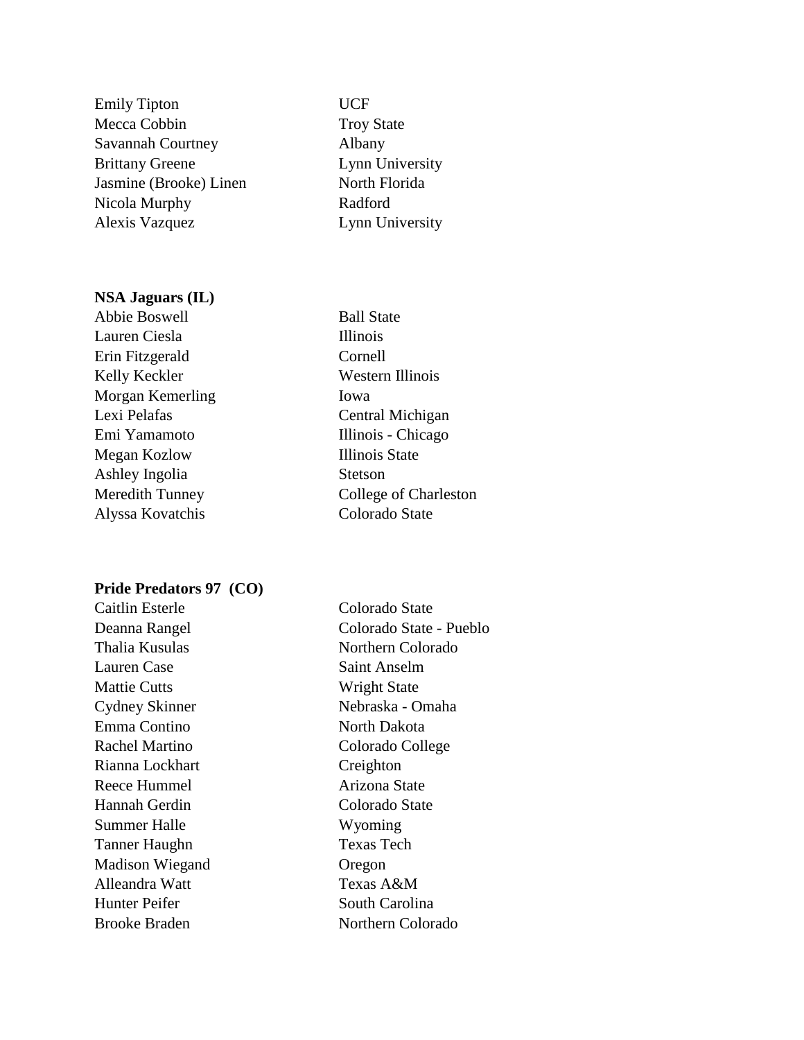| | |
|---|---|
| Emily Tipton | UCF |
| Mecca Cobbin | Troy State |
| Savannah Courtney | Albany |
| Brittany Greene | Lynn University |
| Jasmine (Brooke) Linen | North Florida |
| Nicola Murphy | Radford |
| Alexis Vazquez | Lynn University |

**NSA Jaguars (IL)**

| | |
|---|---|
| Abbie Boswell | Ball State |
| Lauren Ciesla | Illinois |
| Erin Fitzgerald | Cornell |
| Kelly Keckler | Western Illinois |
| Morgan Kemerling | Iowa |
| Lexi Pelafas | Central Michigan |
| Emi Yamamoto | Illinois - Chicago |
| Megan Kozlow | Illinois State |
| Ashley Ingolia | Stetson |
| Meredith Tunney | College of Charleston |
| Alyssa Kovatchis | Colorado State |

**Pride Predators 97 (CO)**

| | |
|---|---|
| Caitlin Esterle | Colorado State |
| Deanna Rangel | Colorado State - Pueblo |
| Thalia Kusulas | Northern Colorado |
| Lauren Case | Saint Anselm |
| Mattie Cutts | Wright State |
| Cydney Skinner | Nebraska - Omaha |
| Emma Contino | North Dakota |
| Rachel Martino | Colorado College |
| Rianna Lockhart | Creighton |
| Reece Hummel | Arizona State |
| Hannah Gerdin | Colorado State |
| Summer Halle | Wyoming |
| Tanner Haughn | Texas Tech |
| Madison Wiegand | Oregon |
| Alleandra Watt | Texas A&M |
| Hunter Peifer | South Carolina |
| Brooke Braden | Northern Colorado |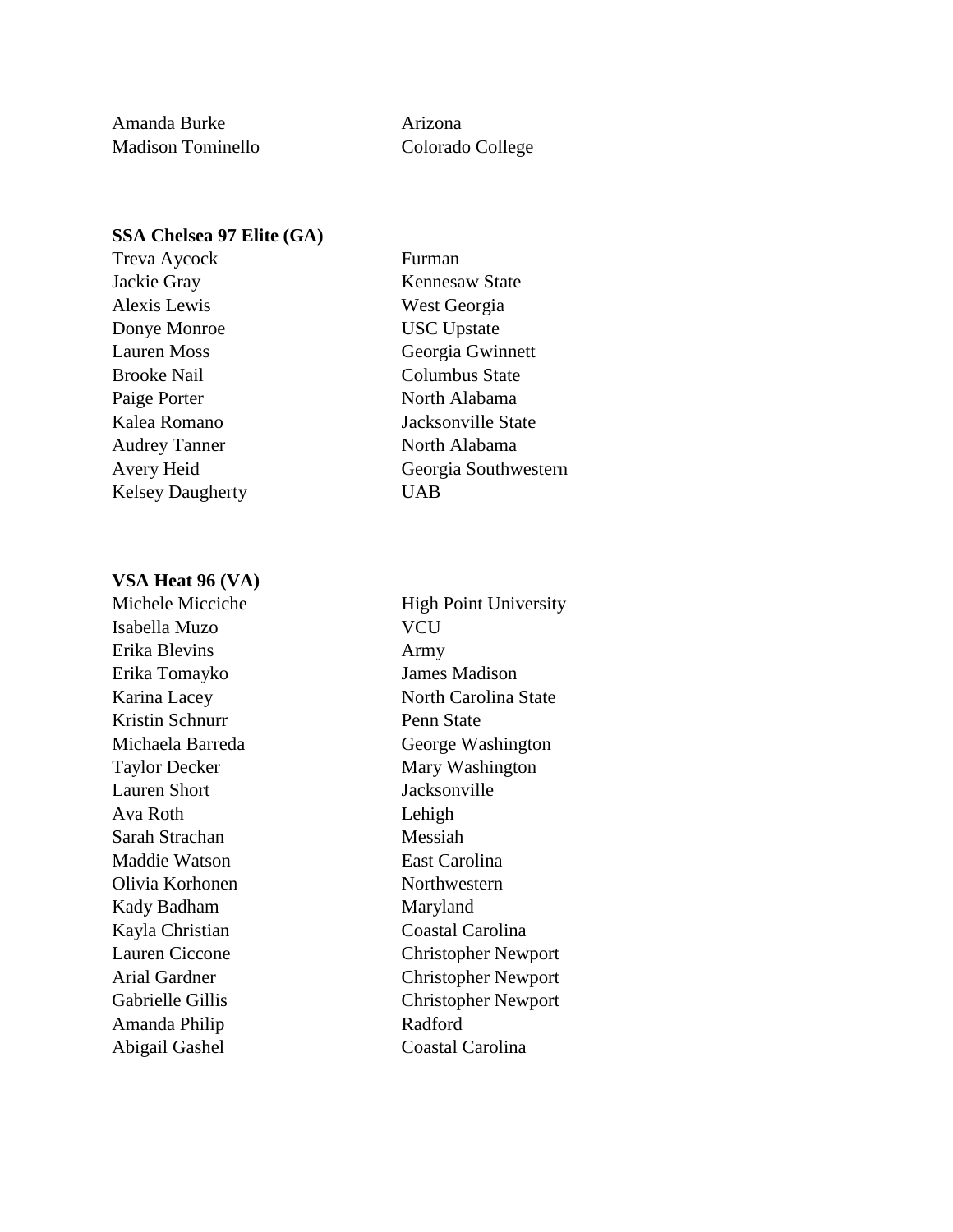| | |
|---|---|
| Amanda Burke | Arizona |
| Madison Tominello | Colorado College |

**SSA Chelsea 97 Elite (GA)**

| | |
|---|---|
| Treva Aycock | Furman |
| Jackie Gray | Kennesaw State |
| Alexis Lewis | West Georgia |
| Donye Monroe | USC Upstate |
| Lauren Moss | Georgia Gwinnett |
| Brooke Nail | Columbus State |
| Paige Porter | North Alabama |
| Kalea Romano | Jacksonville State |
| Audrey Tanner | North Alabama |
| Avery Heid | Georgia Southwestern |
| Kelsey Daugherty | UAB |

**VSA Heat 96 (VA)**

| | |
|---|---|
| Michele Micciche | High Point University |
| Isabella Muzo | VCU |
| Erika Blevins | Army |
| Erika Tomayko | James Madison |
| Karina Lacey | North Carolina State |
| Kristin Schnurr | Penn State |
| Michaela Barreda | George Washington |
| Taylor Decker | Mary Washington |
| Lauren Short | Jacksonville |
| Ava Roth | Lehigh |
| Sarah Strachan | Messiah |
| Maddie Watson | East Carolina |
| Olivia Korhonen | Northwestern |
| Kady Badham | Maryland |
| Kayla Christian | Coastal Carolina |
| Lauren Ciccone | Christopher Newport |
| Arial Gardner | Christopher Newport |
| Gabrielle Gillis | Christopher Newport |
| Amanda Philip | Radford |
| Abigail Gashel | Coastal Carolina |